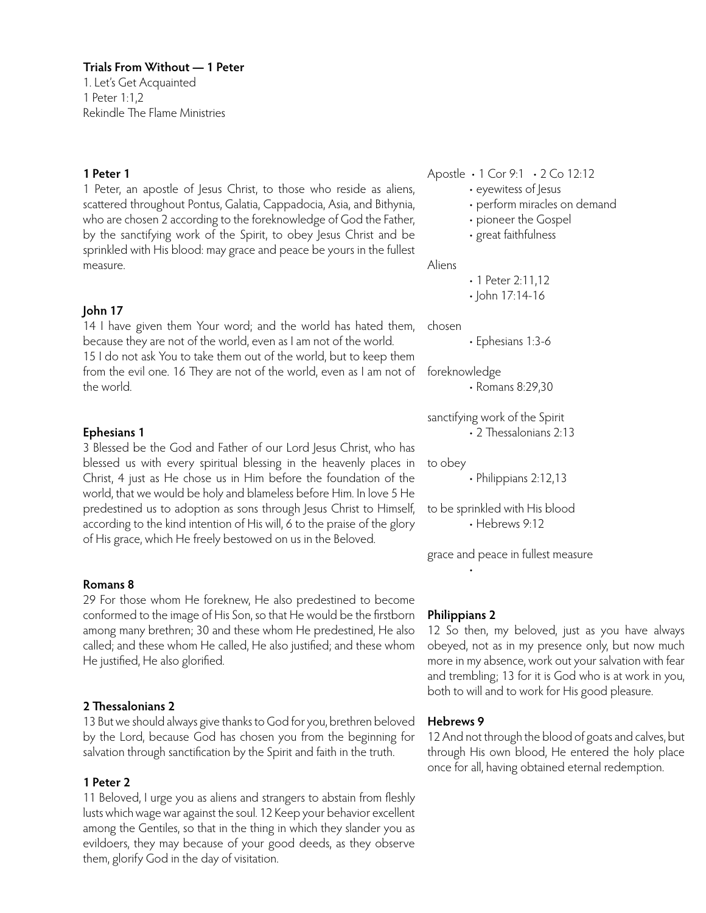**Trials From Without — 1 Peter**
1. Let's Get Acquainted
1 Peter 1:1,2
Rekindle The Flame Ministries

### 1 Peter 1

1 Peter, an apostle of Jesus Christ, to those who reside as aliens, scattered throughout Pontus, Galatia, Cappadocia, Asia, and Bithynia, who are chosen 2 according to the foreknowledge of God the Father, by the sanctifying work of the Spirit, to obey Jesus Christ and be sprinkled with His blood: may grace and peace be yours in the fullest measure.

### John 17

14 I have given them Your word; and the world has hated them, because they are not of the world, even as I am not of the world. 15 I do not ask You to take them out of the world, but to keep them from the evil one. 16 They are not of the world, even as I am not of the world.

### Ephesians 1

3 Blessed be the God and Father of our Lord Jesus Christ, who has blessed us with every spiritual blessing in the heavenly places in Christ, 4 just as He chose us in Him before the foundation of the world, that we would be holy and blameless before Him. In love 5 He predestined us to adoption as sons through Jesus Christ to Himself, according to the kind intention of His will, 6 to the praise of the glory of His grace, which He freely bestowed on us in the Beloved.

### Romans 8

29 For those whom He foreknew, He also predestined to become conformed to the image of His Son, so that He would be the firstborn among many brethren; 30 and these whom He predestined, He also called; and these whom He called, He also justified; and these whom He justified, He also glorified.

### 2 Thessalonians 2

13 But we should always give thanks to God for you, brethren beloved by the Lord, because God has chosen you from the beginning for salvation through sanctification by the Spirit and faith in the truth.

### 1 Peter 2

11 Beloved, I urge you as aliens and strangers to abstain from fleshly lusts which wage war against the soul. 12 Keep your behavior excellent among the Gentiles, so that in the thing in which they slander you as evildoers, they may because of your good deeds, as they observe them, glorify God in the day of visitation.

Apostle • 1 Cor 9:1 • 2 Co 12:12
- eyewitness of Jesus
- perform miracles on demand
- pioneer the Gospel
- great faithfulness

Aliens
- 1 Peter 2:11,12
- John 17:14-16

chosen
- Ephesians 1:3-6

foreknowledge
- Romans 8:29,30

sanctifying work of the Spirit
- 2 Thessalonians 2:13

to obey
- Philippians 2:12,13

to be sprinkled with His blood
- Hebrews 9:12

grace and peace in fullest measure
-

### Philippians 2

12 So then, my beloved, just as you have always obeyed, not as in my presence only, but now much more in my absence, work out your salvation with fear and trembling; 13 for it is God who is at work in you, both to will and to work for His good pleasure.

### Hebrews 9

12 And not through the blood of goats and calves, but through His own blood, He entered the holy place once for all, having obtained eternal redemption.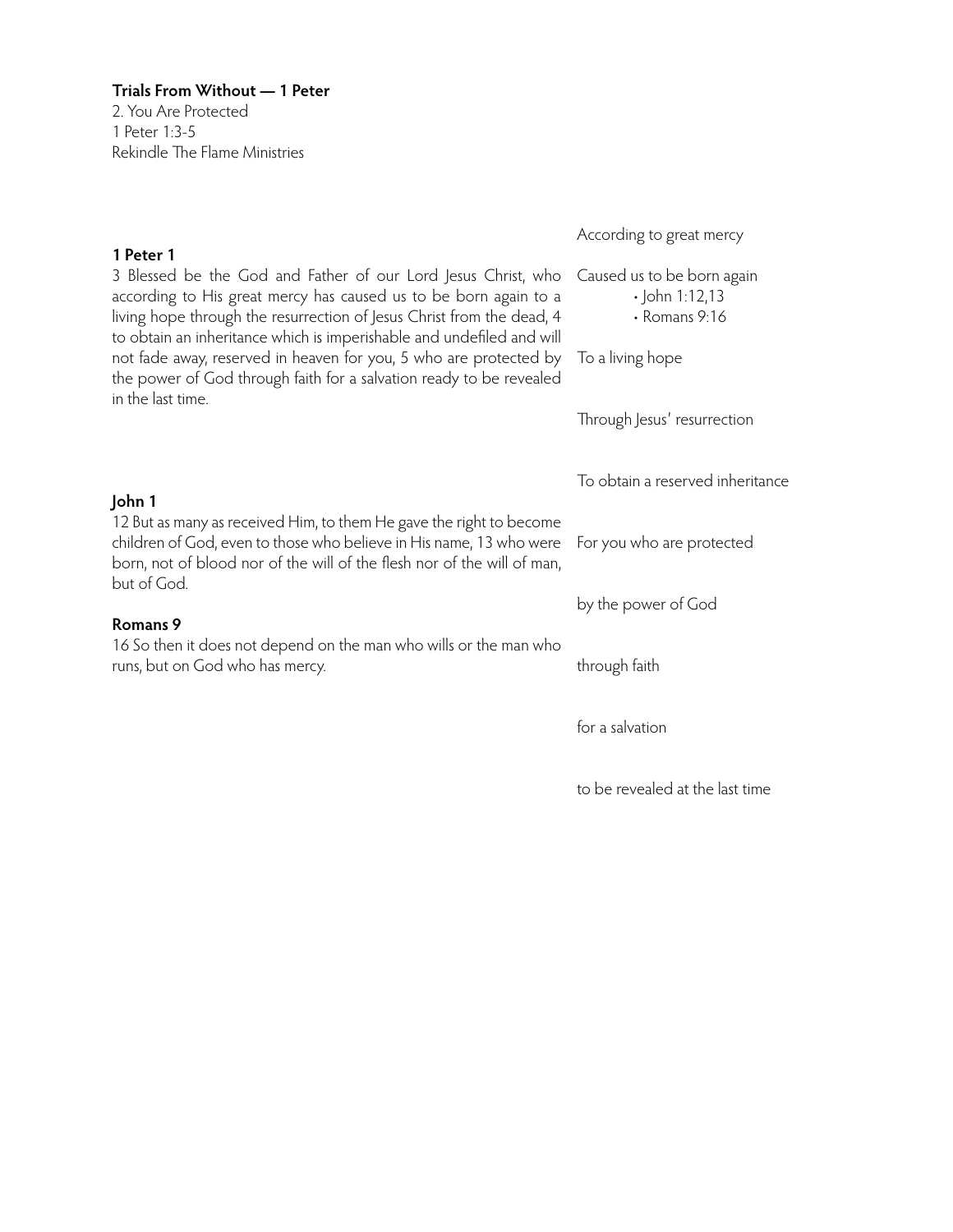**Trials From Without — 1 Peter**
2. You Are Protected
1 Peter 1:3-5
Rekindle The Flame Ministries

**1 Peter 1**

3 Blessed be the God and Father of our Lord Jesus Christ, who according to His great mercy has caused us to be born again to a living hope through the resurrection of Jesus Christ from the dead, 4 to obtain an inheritance which is imperishable and undefiled and will not fade away, reserved in heaven for you, 5 who are protected by the power of God through faith for a salvation ready to be revealed in the last time.

**John 1**

12 But as many as received Him, to them He gave the right to become children of God, even to those who believe in His name, 13 who were born, not of blood nor of the will of the flesh nor of the will of man, but of God.

**Romans 9**

16 So then it does not depend on the man who wills or the man who runs, but on God who has mercy.

According to great mercy

Caused us to be born again
- John 1:12,13
- Romans 9:16

To a living hope

Through Jesus' resurrection

To obtain a reserved inheritance

For you who are protected

by the power of God

through faith

for a salvation

to be revealed at the last time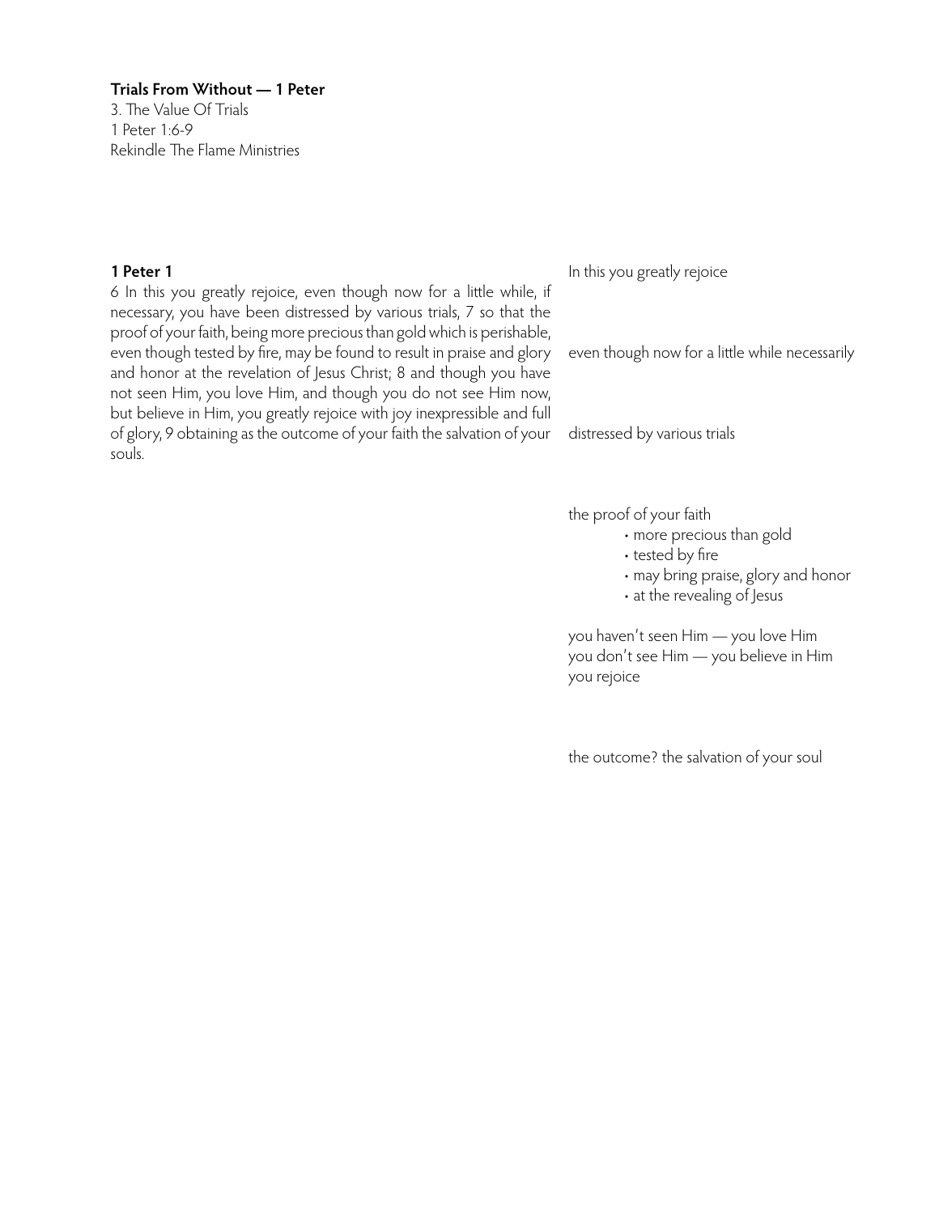**Trials From Without — 1 Peter**
3. The Value Of Trials
1 Peter 1:6-9
Rekindle The Flame Ministries

**1 Peter 1**

6 In this you greatly rejoice, even though now for a little while, if necessary, you have been distressed by various trials, 7 so that the proof of your faith, being more precious than gold which is perishable, even though tested by fire, may be found to result in praise and glory and honor at the revelation of Jesus Christ; 8 and though you have not seen Him, you love Him, and though you do not see Him now, but believe in Him, you greatly rejoice with joy inexpressible and full of glory, 9 obtaining as the outcome of your faith the salvation of your souls.

In this you greatly rejoice

even though now for a little while necessarily

distressed by various trials

the proof of your faith

- more precious than gold
- tested by fire
- may bring praise, glory and honor
- at the revealing of Jesus

you haven't seen Him — you love Him
you don't see Him — you believe in Him
you rejoice

the outcome? the salvation of your soul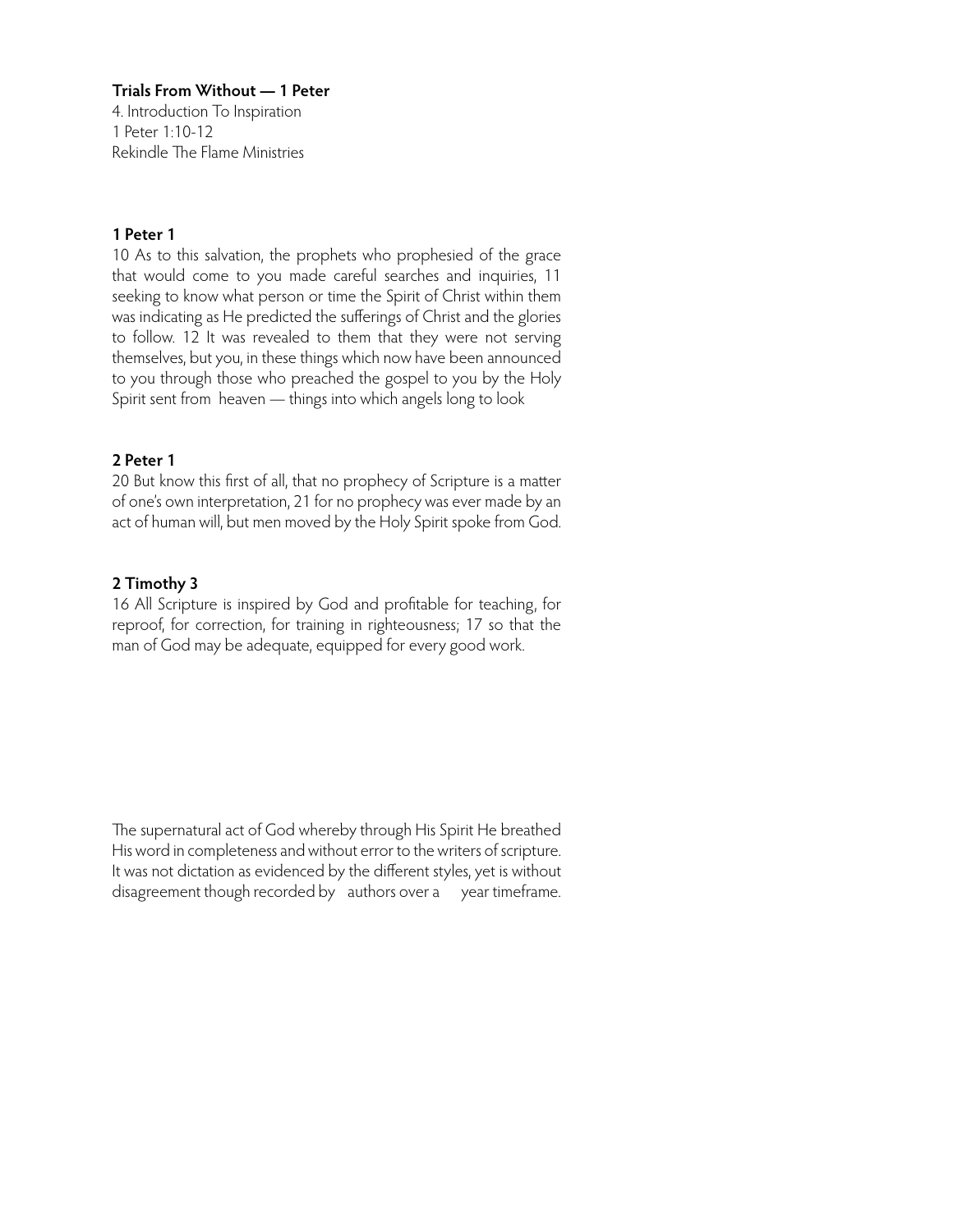**Trials From Without — 1 Peter**
4. Introduction To Inspiration
1 Peter 1:10-12
Rekindle The Flame Ministries

**1 Peter 1**
10 As to this salvation, the prophets who prophesied of the grace that would come to you made careful searches and inquiries, 11 seeking to know what person or time the Spirit of Christ within them was indicating as He predicted the sufferings of Christ and the glories to follow. 12 It was revealed to them that they were not serving themselves, but you, in these things which now have been announced to you through those who preached the gospel to you by the Holy Spirit sent from heaven — things into which angels long to look

**2 Peter 1**
20 But know this first of all, that no prophecy of Scripture is a matter of one's own interpretation, 21 for no prophecy was ever made by an act of human will, but men moved by the Holy Spirit spoke from God.

**2 Timothy 3**
16 All Scripture is inspired by God and profitable for teaching, for reproof, for correction, for training in righteousness; 17 so that the man of God may be adequate, equipped for every good work.

The supernatural act of God whereby through His Spirit He breathed His word in completeness and without error to the writers of scripture. It was not dictation as evidenced by the different styles, yet is without disagreement though recorded by authors over a year timeframe.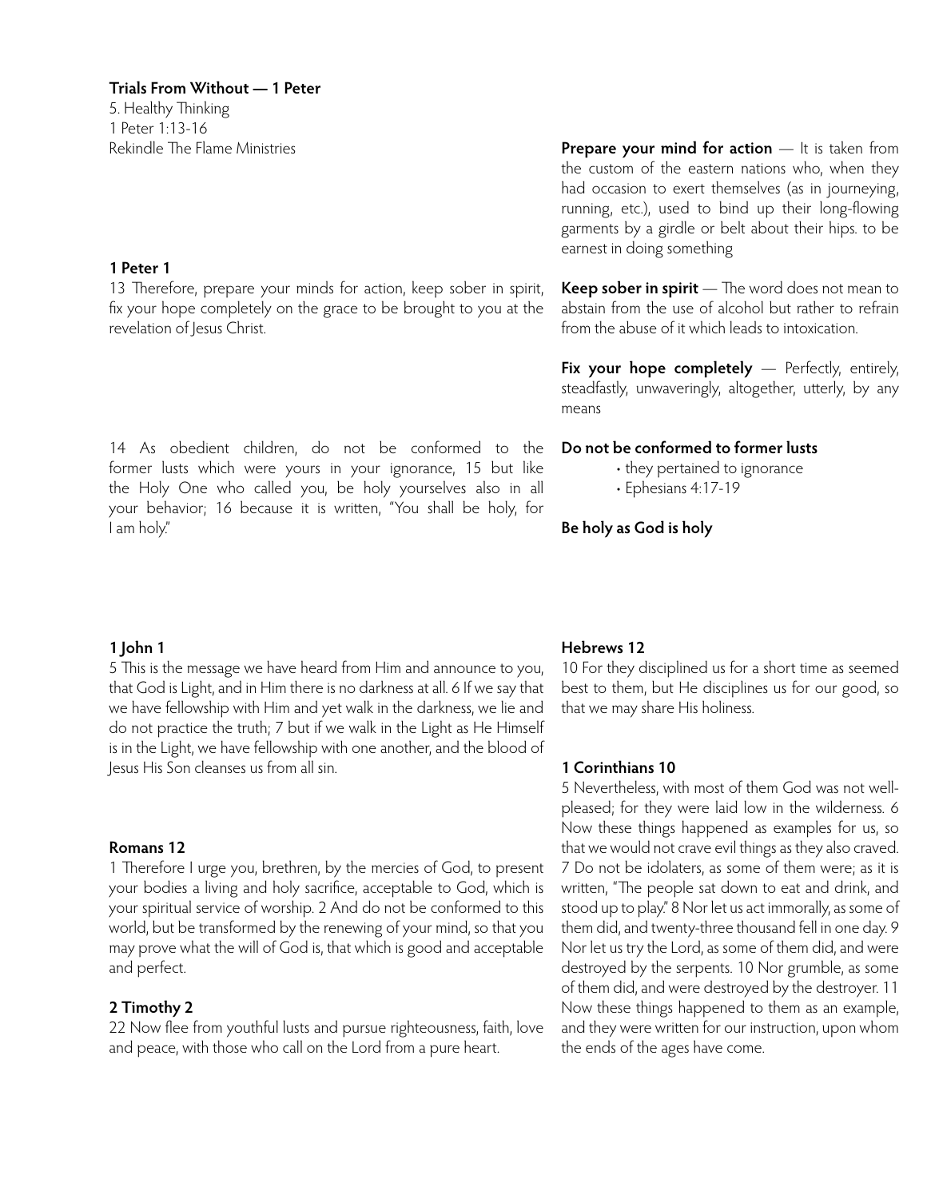**Trials From Without — 1 Peter**
5. Healthy Thinking
1 Peter 1:13-16
Rekindle The Flame Ministries

**1 Peter 1**
13 Therefore, prepare your minds for action, keep sober in spirit, fix your hope completely on the grace to be brought to you at the revelation of Jesus Christ.

**Prepare your mind for action** — It is taken from the custom of the eastern nations who, when they had occasion to exert themselves (as in journeying, running, etc.), used to bind up their long-flowing garments by a girdle or belt about their hips. to be earnest in doing something

**Keep sober in spirit** — The word does not mean to abstain from the use of alcohol but rather to refrain from the abuse of it which leads to intoxication.

**Fix your hope completely** — Perfectly, entirely, steadfastly, unwaveringly, altogether, utterly, by any means

14 As obedient children, do not be conformed to the former lusts which were yours in your ignorance, 15 but like the Holy One who called you, be holy yourselves also in all your behavior; 16 because it is written, "You shall be holy, for I am holy."

**Do not be conformed to former lusts**

- they pertained to ignorance
- Ephesians 4:17-19

**Be holy as God is holy**

**1 John 1**
5 This is the message we have heard from Him and announce to you, that God is Light, and in Him there is no darkness at all. 6 If we say that we have fellowship with Him and yet walk in the darkness, we lie and do not practice the truth; 7 but if we walk in the Light as He Himself is in the Light, we have fellowship with one another, and the blood of Jesus His Son cleanses us from all sin.

**Romans 12**
1 Therefore I urge you, brethren, by the mercies of God, to present your bodies a living and holy sacrifice, acceptable to God, which is your spiritual service of worship. 2 And do not be conformed to this world, but be transformed by the renewing of your mind, so that you may prove what the will of God is, that which is good and acceptable and perfect.

**2 Timothy 2**
22 Now flee from youthful lusts and pursue righteousness, faith, love and peace, with those who call on the Lord from a pure heart.

**Hebrews 12**
10 For they disciplined us for a short time as seemed best to them, but He disciplines us for our good, so that we may share His holiness.

**1 Corinthians 10**
5 Nevertheless, with most of them God was not well-pleased; for they were laid low in the wilderness. 6 Now these things happened as examples for us, so that we would not crave evil things as they also craved. 7 Do not be idolaters, as some of them were; as it is written, "The people sat down to eat and drink, and stood up to play." 8 Nor let us act immorally, as some of them did, and twenty-three thousand fell in one day. 9 Nor let us try the Lord, as some of them did, and were destroyed by the serpents. 10 Nor grumble, as some of them did, and were destroyed by the destroyer. 11 Now these things happened to them as an example, and they were written for our instruction, upon whom the ends of the ages have come.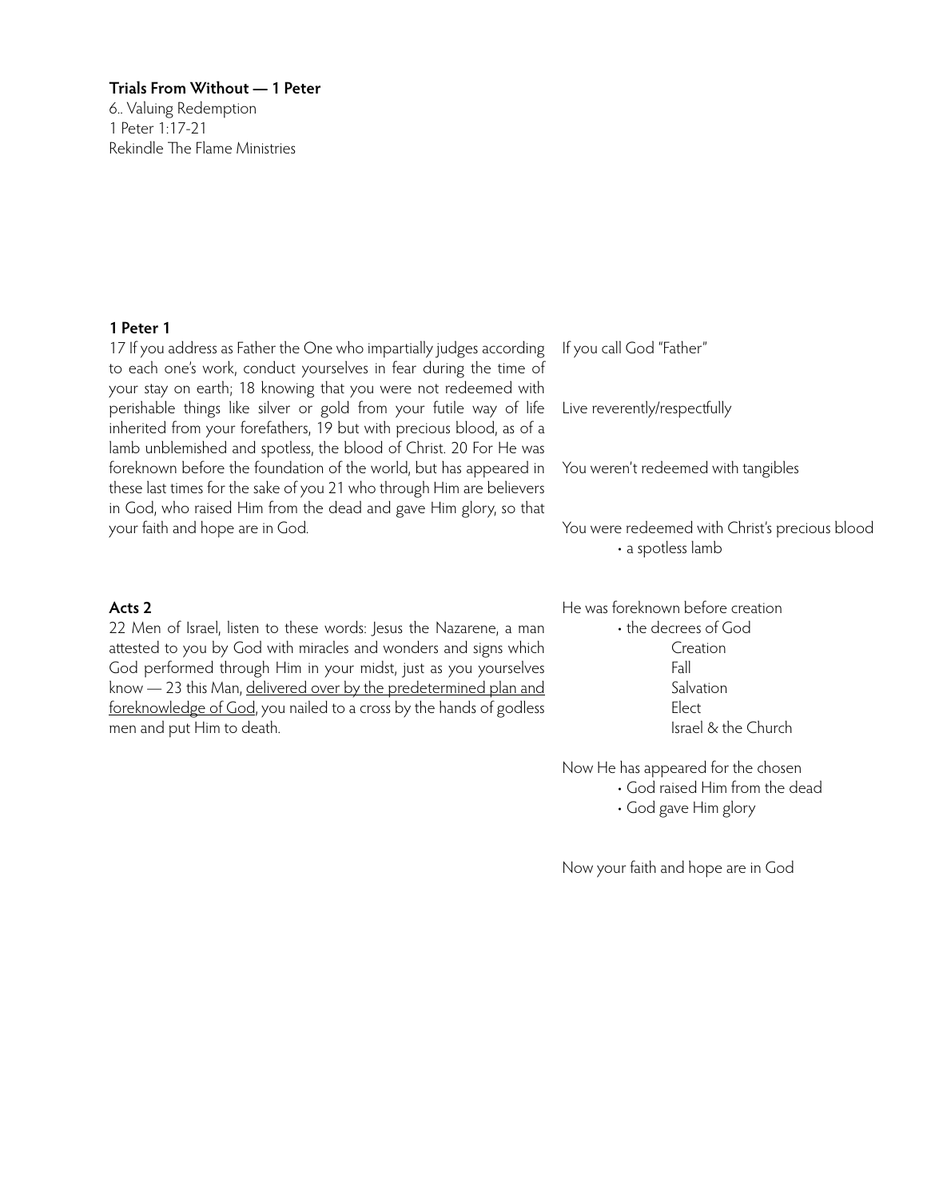**Trials From Without — 1 Peter**
6.. Valuing Redemption
1 Peter 1:17-21
Rekindle The Flame Ministries

**1 Peter 1**

17 If you address as Father the One who impartially judges according to each one's work, conduct yourselves in fear during the time of your stay on earth; 18 knowing that you were not redeemed with perishable things like silver or gold from your futile way of life inherited from your forefathers, 19 but with precious blood, as of a lamb unblemished and spotless, the blood of Christ. 20 For He was foreknown before the foundation of the world, but has appeared in these last times for the sake of you 21 who through Him are believers in God, who raised Him from the dead and gave Him glory, so that your faith and hope are in God.

**Acts 2**

22 Men of Israel, listen to these words: Jesus the Nazarene, a man attested to you by God with miracles and wonders and signs which God performed through Him in your midst, just as you yourselves know — 23 this Man, <u>delivered over by the predetermined plan and foreknowledge of God</u>, you nailed to a cross by the hands of godless men and put Him to death.

If you call God "Father"

Live reverently/respectfully

You weren't redeemed with tangibles

You were redeemed with Christ's precious blood
- a spotless lamb

He was foreknown before creation
- the decrees of God
  - Creation
  - Fall
  - Salvation
  - Elect
  - Israel & the Church

Now He has appeared for the chosen
- God raised Him from the dead
- God gave Him glory

Now your faith and hope are in God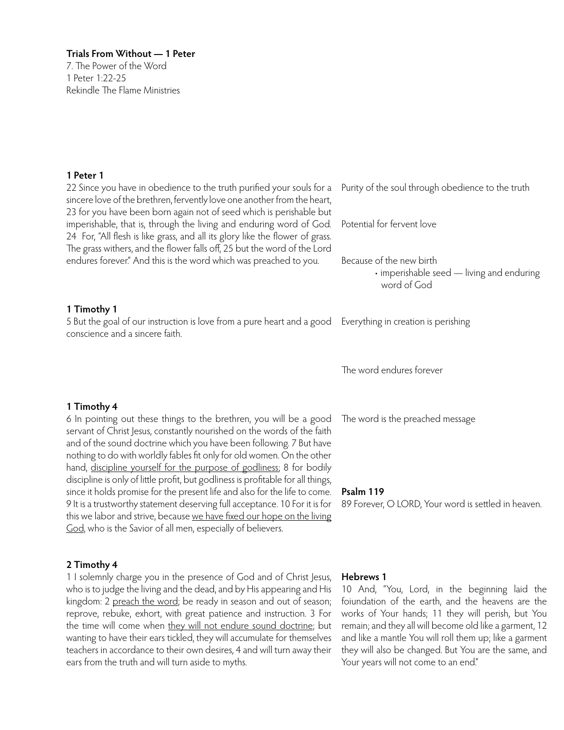**Trials From Without — 1 Peter**
7. The Power of the Word
1 Peter 1:22-25
Rekindle The Flame Ministries

**1 Peter 1**

22 Since you have in obedience to the truth purified your souls for a sincere love of the brethren, fervently love one another from the heart, 23 for you have been born again not of seed which is perishable but imperishable, that is, through the living and enduring word of God. 24 For, "All flesh is like grass, and all its glory like the flower of grass. The grass withers, and the flower falls off, 25 but the word of the Lord endures forever." And this is the word which was preached to you.

Purity of the soul through obedience to the truth

Potential for fervent love

Because of the new birth
- imperishable seed — living and enduring word of God

Everything in creation is perishing

The word endures forever

The word is the preached message

**1 Timothy 1**

5 But the goal of our instruction is love from a pure heart and a good conscience and a sincere faith.

**1 Timothy 4**

6 In pointing out these things to the brethren, you will be a good servant of Christ Jesus, constantly nourished on the words of the faith and of the sound doctrine which you have been following. 7 But have nothing to do with worldly fables fit only for old women. On the other hand, <u>discipline yourself for the purpose of godliness</u>; 8 for bodily discipline is only of little profit, but godliness is profitable for all things, since it holds promise for the present life and also for the life to come. 9 It is a trustworthy statement deserving full acceptance. 10 For it is for this we labor and strive, because <u>we have fixed our hope on the living God</u>, who is the Savior of all men, especially of believers.

**2 Timothy 4**

1 I solemnly charge you in the presence of God and of Christ Jesus, who is to judge the living and the dead, and by His appearing and His kingdom: 2 <u>preach the word</u>; be ready in season and out of season; reprove, rebuke, exhort, with great patience and instruction. 3 For the time will come when <u>they will not endure sound doctrine</u>; but wanting to have their ears tickled, they will accumulate for themselves teachers in accordance to their own desires, 4 and will turn away their ears from the truth and will turn aside to myths.

**Psalm 119**

89 Forever, O LORD, Your word is settled in heaven.

**Hebrews 1**

10 And, "You, Lord, in the beginning laid the foiundation of the earth, and the heavens are the works of Your hands; 11 they will perish, but You remain; and they all will become old like a garment, 12 and like a mantle You will roll them up; like a garment they will also be changed. But You are the same, and Your years will not come to an end."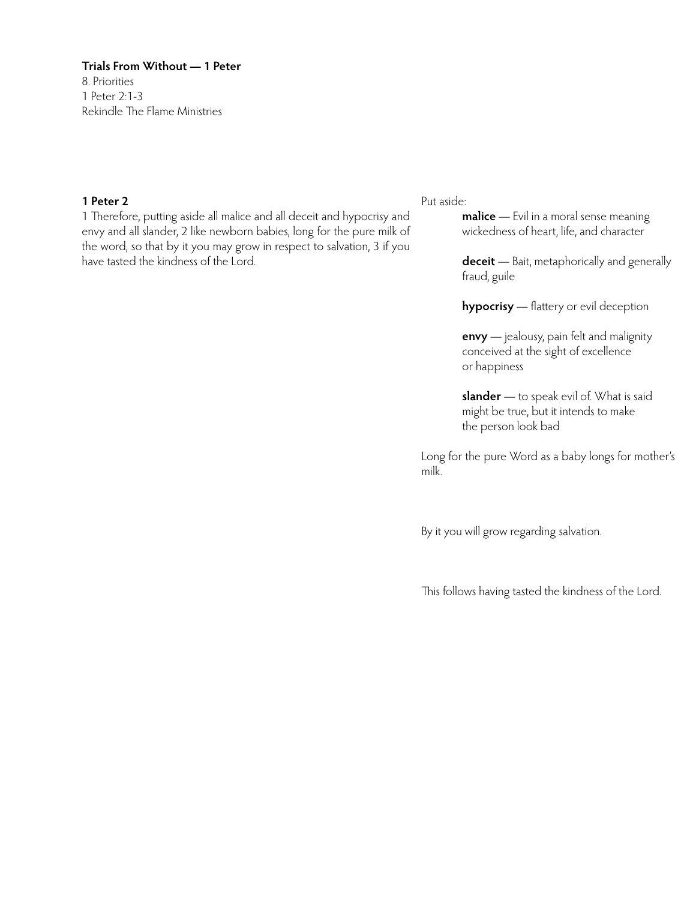**Trials From Without — 1 Peter**
8. Priorities
1 Peter 2:1-3
Rekindle The Flame Ministries

## 1 Peter 2

1 Therefore, putting aside all malice and all deceit and hypocrisy and envy and all slander, 2 like newborn babies, long for the pure milk of the word, so that by it you may grow in respect to salvation, 3 if you have tasted the kindness of the Lord.

Put aside:

- **malice** — Evil in a moral sense meaning wickedness of heart, life, and character
- **deceit** — Bait, metaphorically and generally fraud, guile
- **hypocrisy** — flattery or evil deception
- **envy** — jealousy, pain felt and malignity conceived at the sight of excellence or happiness
- **slander** — to speak evil of. What is said might be true, but it intends to make the person look bad

Long for the pure Word as a baby longs for mother's milk.

By it you will grow regarding salvation.

This follows having tasted the kindness of the Lord.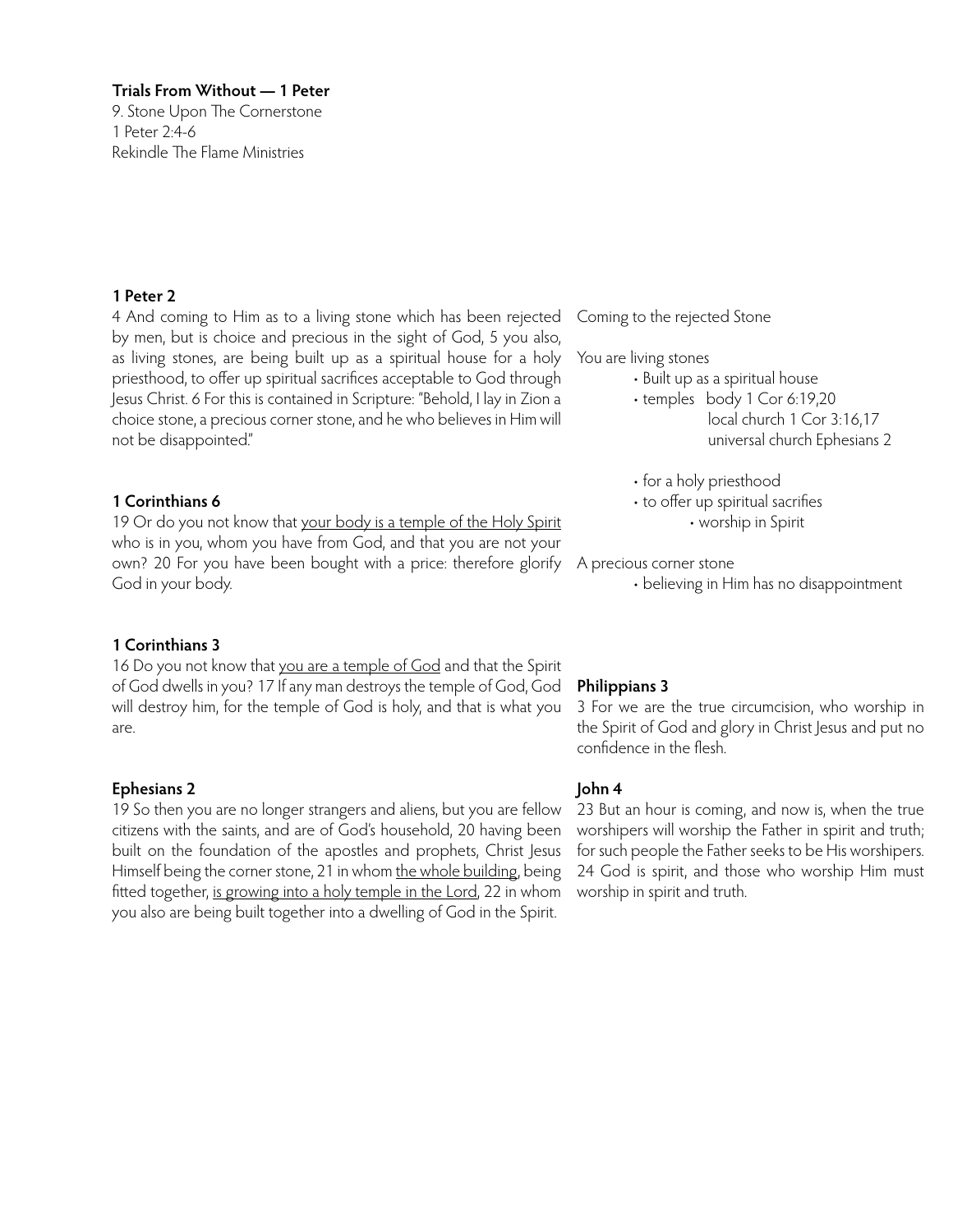**Trials From Without — 1 Peter**
9. Stone Upon The Cornerstone
1 Peter 2:4-6
Rekindle The Flame Ministries

### 1 Peter 2

4 And coming to Him as to a living stone which has been rejected by men, but is choice and precious in the sight of God, 5 you also, as living stones, are being built up as a spiritual house for a holy priesthood, to offer up spiritual sacrifices acceptable to God through Jesus Christ. 6 For this is contained in Scripture: "Behold, I lay in Zion a choice stone, a precious corner stone, and he who believes in Him will not be disappointed."

### 1 Corinthians 6

19 Or do you not know that <u>your body is a temple of the Holy Spirit</u> who is in you, whom you have from God, and that you are not your own? 20 For you have been bought with a price: therefore glorify God in your body.

### 1 Corinthians 3

16 Do you not know that <u>you are a temple of God</u> and that the Spirit of God dwells in you? 17 If any man destroys the temple of God, God will destroy him, for the temple of God is holy, and that is what you are.

### Ephesians 2

19 So then you are no longer strangers and aliens, but you are fellow citizens with the saints, and are of God's household, 20 having been built on the foundation of the apostles and prophets, Christ Jesus Himself being the corner stone, 21 in whom <u>the whole building</u>, being fitted together, <u>is growing into a holy temple in the Lord</u>, 22 in whom you also are being built together into a dwelling of God in the Spirit.

Coming to the rejected Stone

You are living stones

- Built up as a spiritual house
- temples
  - body 1 Cor 6:19,20
  - local church 1 Cor 3:16,17
  - universal church Ephesians 2
- for a holy priesthood
- to offer up spiritual sacrifies
  - worship in Spirit

A precious corner stone

- believing in Him has no disappointment

### Philippians 3

3 For we are the true circumcision, who worship in the Spirit of God and glory in Christ Jesus and put no confidence in the flesh.

### John 4

23 But an hour is coming, and now is, when the true worshipers will worship the Father in spirit and truth; for such people the Father seeks to be His worshipers. 24 God is spirit, and those who worship Him must worship in spirit and truth.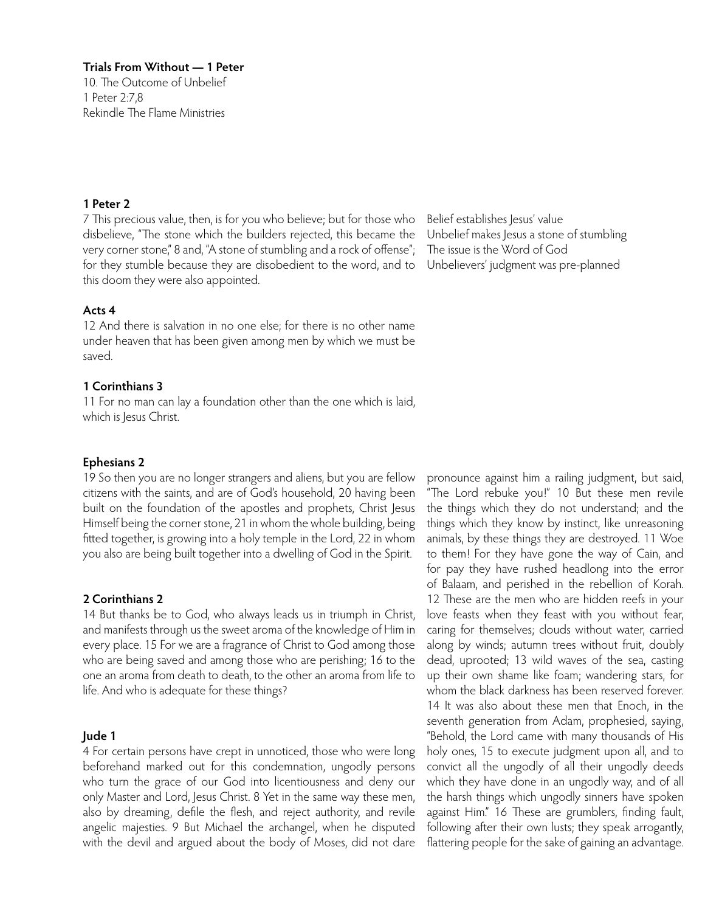**Trials From Without — 1 Peter**

10. The Outcome of Unbelief
1 Peter 2:7,8
Rekindle The Flame Ministries

**1 Peter 2**

7 This precious value, then, is for you who believe; but for those who disbelieve, "The stone which the builders rejected, this became the very corner stone," 8 and, "A stone of stumbling and a rock of offense"; for they stumble because they are disobedient to the word, and to this doom they were also appointed.

Belief establishes Jesus' value
Unbelief makes Jesus a stone of stumbling
The issue is the Word of God
Unbelievers' judgment was pre-planned

**Acts 4**

12 And there is salvation in no one else; for there is no other name under heaven that has been given among men by which we must be saved.

**1 Corinthians 3**

11 For no man can lay a foundation other than the one which is laid, which is Jesus Christ.

**Ephesians 2**

19 So then you are no longer strangers and aliens, but you are fellow citizens with the saints, and are of God's household, 20 having been built on the foundation of the apostles and prophets, Christ Jesus Himself being the corner stone, 21 in whom the whole building, being fitted together, is growing into a holy temple in the Lord, 22 in whom you also are being built together into a dwelling of God in the Spirit.

**2 Corinthians 2**

14 But thanks be to God, who always leads us in triumph in Christ, and manifests through us the sweet aroma of the knowledge of Him in every place. 15 For we are a fragrance of Christ to God among those who are being saved and among those who are perishing; 16 to the one an aroma from death to death, to the other an aroma from life to life. And who is adequate for these things?

**Jude 1**

4 For certain persons have crept in unnoticed, those who were long beforehand marked out for this condemnation, ungodly persons who turn the grace of our God into licentiousness and deny our only Master and Lord, Jesus Christ. 8 Yet in the same way these men, also by dreaming, defile the flesh, and reject authority, and revile angelic majesties. 9 But Michael the archangel, when he disputed with the devil and argued about the body of Moses, did not dare pronounce against him a railing judgment, but said, "The Lord rebuke you!" 10 But these men revile the things which they do not understand; and the things which they know by instinct, like unreasoning animals, by these things they are destroyed. 11 Woe to them! For they have gone the way of Cain, and for pay they have rushed headlong into the error of Balaam, and perished in the rebellion of Korah. 12 These are the men who are hidden reefs in your love feasts when they feast with you without fear, caring for themselves; clouds without water, carried along by winds; autumn trees without fruit, doubly dead, uprooted; 13 wild waves of the sea, casting up their own shame like foam; wandering stars, for whom the black darkness has been reserved forever. 14 It was also about these men that Enoch, in the seventh generation from Adam, prophesied, saying, "Behold, the Lord came with many thousands of His holy ones, 15 to execute judgment upon all, and to convict all the ungodly of all their ungodly deeds which they have done in an ungodly way, and of all the harsh things which ungodly sinners have spoken against Him." 16 These are grumblers, finding fault, following after their own lusts; they speak arrogantly, flattering people for the sake of gaining an advantage.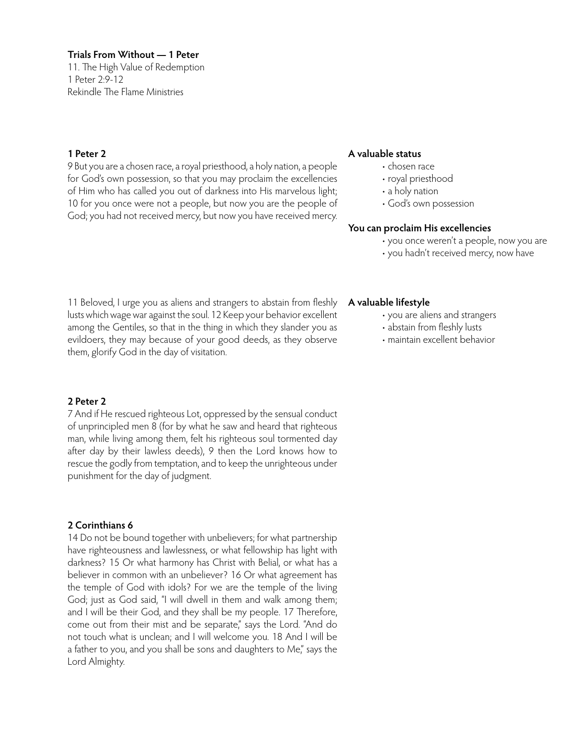**Trials From Without — 1 Peter**
11. The High Value of Redemption
1 Peter 2:9-12
Rekindle The Flame Ministries

### 1 Peter 2

9 But you are a chosen race, a royal priesthood, a holy nation, a people for God's own possession, so that you may proclaim the excellencies of Him who has called you out of darkness into His marvelous light; 10 for you once were not a people, but now you are the people of God; you had not received mercy, but now you have received mercy.

**A valuable status**

- chosen race
- royal priesthood
- a holy nation
- God's own possession

**You can proclaim His excellencies**

- you once weren't a people, now you are
- you hadn't received mercy, now have

11 Beloved, I urge you as aliens and strangers to abstain from fleshly lusts which wage war against the soul. 12 Keep your behavior excellent among the Gentiles, so that in the thing in which they slander you as evildoers, they may because of your good deeds, as they observe them, glorify God in the day of visitation.

**A valuable lifestyle**

- you are aliens and strangers
- abstain from fleshly lusts
- maintain excellent behavior

### 2 Peter 2

7 And if He rescued righteous Lot, oppressed by the sensual conduct of unprincipled men 8 (for by what he saw and heard that righteous man, while living among them, felt his righteous soul tormented day after day by their lawless deeds), 9 then the Lord knows how to rescue the godly from temptation, and to keep the unrighteous under punishment for the day of judgment.

### 2 Corinthians 6

14 Do not be bound together with unbelievers; for what partnership have righteousness and lawlessness, or what fellowship has light with darkness? 15 Or what harmony has Christ with Belial, or what has a believer in common with an unbeliever? 16 Or what agreement has the temple of God with idols? For we are the temple of the living God; just as God said, "I will dwell in them and walk among them; and I will be their God, and they shall be my people. 17 Therefore, come out from their mist and be separate," says the Lord. "And do not touch what is unclean; and I will welcome you. 18 And I will be a father to you, and you shall be sons and daughters to Me," says the Lord Almighty.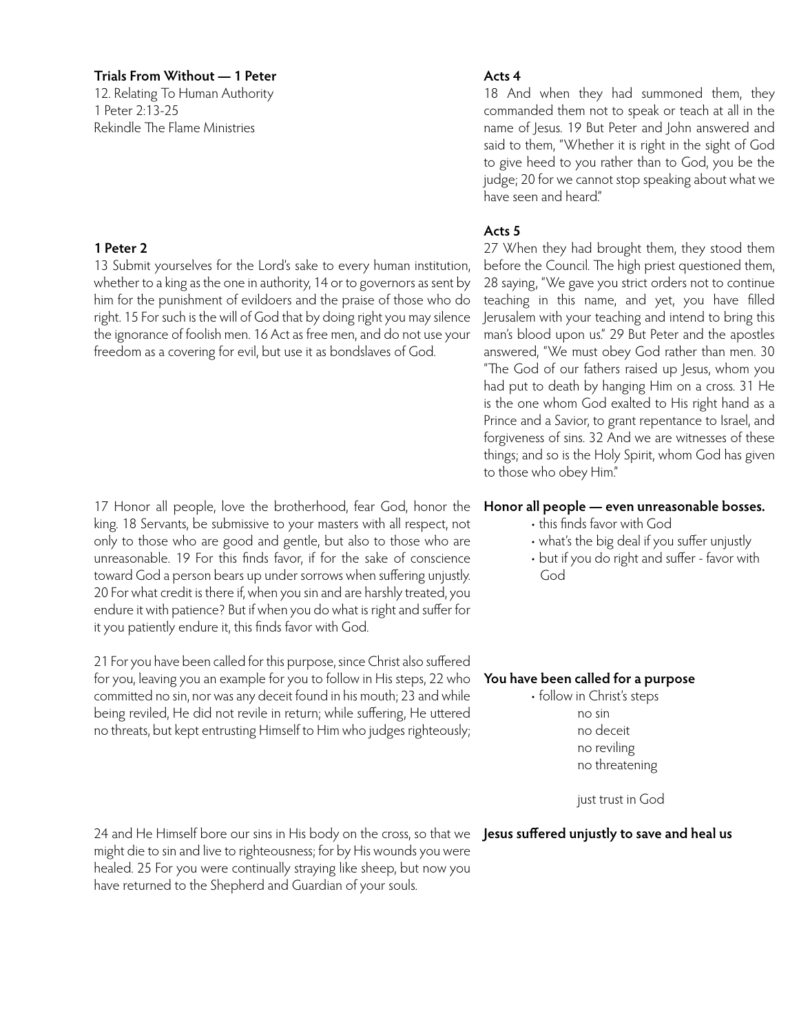**Trials From Without — 1 Peter**
12. Relating To Human Authority
1 Peter 2:13-25
Rekindle The Flame Ministries

**1 Peter 2**

13 Submit yourselves for the Lord's sake to every human institution, whether to a king as the one in authority, 14 or to governors as sent by him for the punishment of evildoers and the praise of those who do right. 15 For such is the will of God that by doing right you may silence the ignorance of foolish men. 16 Act as free men, and do not use your freedom as a covering for evil, but use it as bondslaves of God.

**Acts 4**

18 And when they had summoned them, they commanded them not to speak or teach at all in the name of Jesus. 19 But Peter and John answered and said to them, "Whether it is right in the sight of God to give heed to you rather than to God, you be the judge; 20 for we cannot stop speaking about what we have seen and heard."

**Acts 5**

27 When they had brought them, they stood them before the Council. The high priest questioned them, 28 saying, "We gave you strict orders not to continue teaching in this name, and yet, you have filled Jerusalem with your teaching and intend to bring this man's blood upon us." 29 But Peter and the apostles answered, "We must obey God rather than men. 30 "The God of our fathers raised up Jesus, whom you had put to death by hanging Him on a cross. 31 He is the one whom God exalted to His right hand as a Prince and a Savior, to grant repentance to Israel, and forgiveness of sins. 32 And we are witnesses of these things; and so is the Holy Spirit, whom God has given to those who obey Him."

17 Honor all people, love the brotherhood, fear God, honor the king. 18 Servants, be submissive to your masters with all respect, not only to those who are good and gentle, but also to those who are unreasonable. 19 For this finds favor, if for the sake of conscience toward God a person bears up under sorrows when suffering unjustly. 20 For what credit is there if, when you sin and are harshly treated, you endure it with patience? But if when you do what is right and suffer for it you patiently endure it, this finds favor with God.

**Honor all people — even unreasonable bosses.**

- this finds favor with God
- what's the big deal if you suffer unjustly
- but if you do right and suffer - favor with God

21 For you have been called for this purpose, since Christ also suffered for you, leaving you an example for you to follow in His steps, 22 who committed no sin, nor was any deceit found in his mouth; 23 and while being reviled, He did not revile in return; while suffering, He uttered no threats, but kept entrusting Himself to Him who judges righteously;

**You have been called for a purpose**

- follow in Christ's steps
  - no sin
  - no deceit
  - no reviling
  - no threatening

  just trust in God

24 and He Himself bore our sins in His body on the cross, so that we might die to sin and live to righteousness; for by His wounds you were healed. 25 For you were continually straying like sheep, but now you have returned to the Shepherd and Guardian of your souls.

**Jesus suffered unjustly to save and heal us**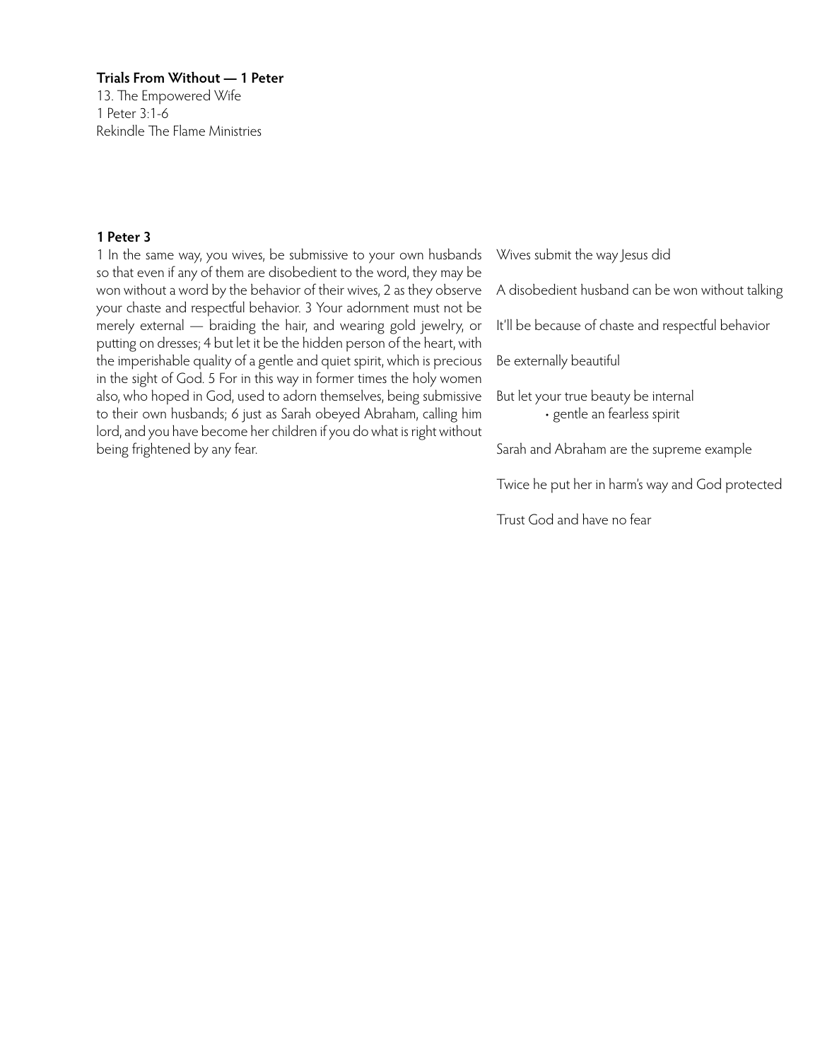**Trials From Without — 1 Peter**
13. The Empowered Wife
1 Peter 3:1-6
Rekindle The Flame Ministries

**1 Peter 3**

1 In the same way, you wives, be submissive to your own husbands so that even if any of them are disobedient to the word, they may be won without a word by the behavior of their wives, 2 as they observe your chaste and respectful behavior. 3 Your adornment must not be merely external — braiding the hair, and wearing gold jewelry, or putting on dresses; 4 but let it be the hidden person of the heart, with the imperishable quality of a gentle and quiet spirit, which is precious in the sight of God. 5 For in this way in former times the holy women also, who hoped in God, used to adorn themselves, being submissive to their own husbands; 6 just as Sarah obeyed Abraham, calling him lord, and you have become her children if you do what is right without being frightened by any fear.

Wives submit the way Jesus did

A disobedient husband can be won without talking

It'll be because of chaste and respectful behavior

Be externally beautiful

But let your true beauty be internal
- gentle an fearless spirit

Sarah and Abraham are the supreme example

Twice he put her in harm's way and God protected

Trust God and have no fear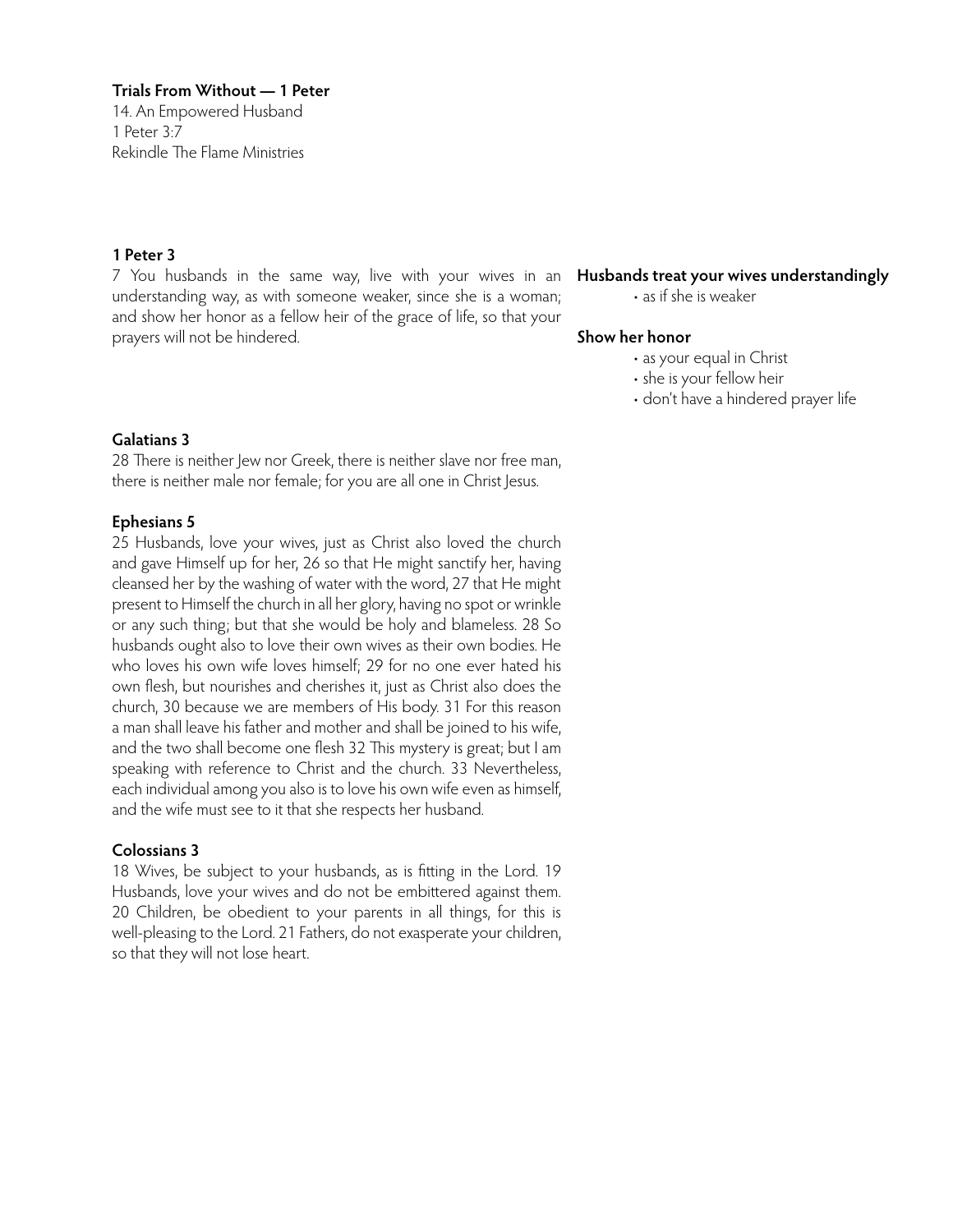**Trials From Without — 1 Peter**
14. An Empowered Husband
1 Peter 3:7
Rekindle The Flame Ministries

**1 Peter 3**
7 You husbands in the same way, live with your wives in an understanding way, as with someone weaker, since she is a woman; and show her honor as a fellow heir of the grace of life, so that your prayers will not be hindered.

**Husbands treat your wives understandingly**
- as if she is weaker

**Show her honor**
- as your equal in Christ
- she is your fellow heir
- don't have a hindered prayer life

**Galatians 3**
28 There is neither Jew nor Greek, there is neither slave nor free man, there is neither male nor female; for you are all one in Christ Jesus.

**Ephesians 5**
25 Husbands, love your wives, just as Christ also loved the church and gave Himself up for her, 26 so that He might sanctify her, having cleansed her by the washing of water with the word, 27 that He might present to Himself the church in all her glory, having no spot or wrinkle or any such thing; but that she would be holy and blameless. 28 So husbands ought also to love their own wives as their own bodies. He who loves his own wife loves himself; 29 for no one ever hated his own flesh, but nourishes and cherishes it, just as Christ also does the church, 30 because we are members of His body. 31 For this reason a man shall leave his father and mother and shall be joined to his wife, and the two shall become one flesh 32 This mystery is great; but I am speaking with reference to Christ and the church. 33 Nevertheless, each individual among you also is to love his own wife even as himself, and the wife must see to it that she respects her husband.

**Colossians 3**
18 Wives, be subject to your husbands, as is fitting in the Lord. 19 Husbands, love your wives and do not be embittered against them. 20 Children, be obedient to your parents in all things, for this is well-pleasing to the Lord. 21 Fathers, do not exasperate your children, so that they will not lose heart.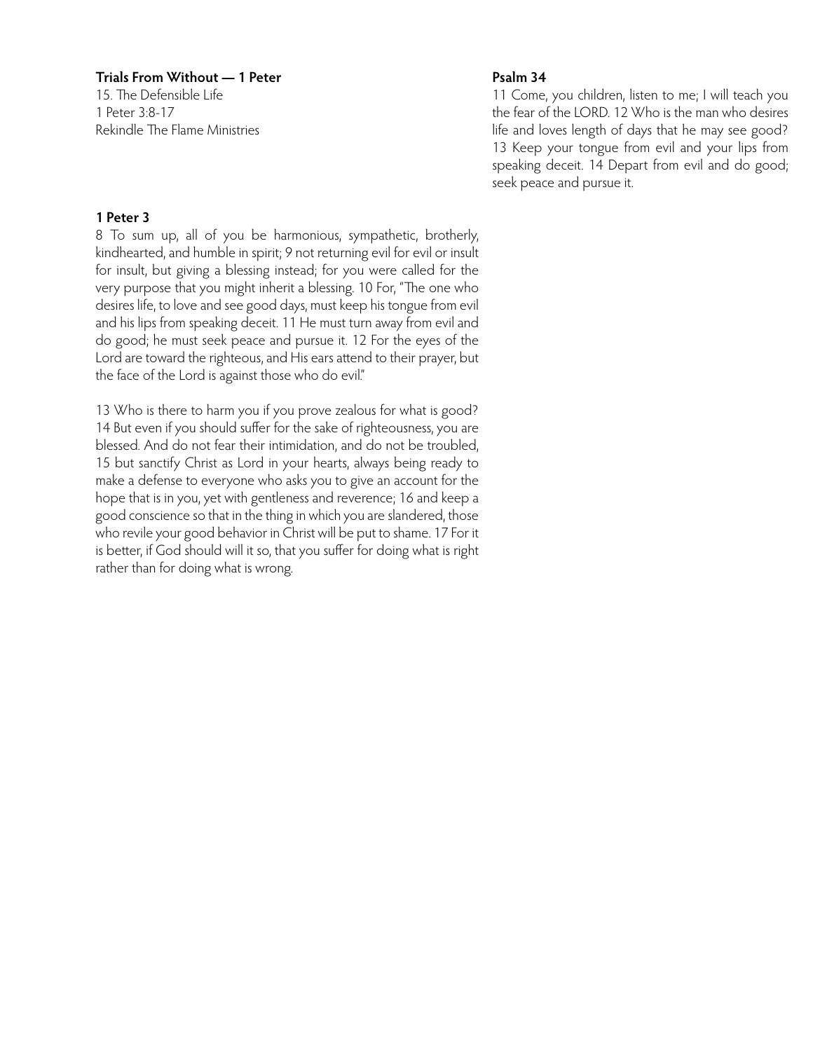**Trials From Without — 1 Peter**

15. The Defensible Life
1 Peter 3:8-17
Rekindle The Flame Ministries

**1 Peter 3**

8 To sum up, all of you be harmonious, sympathetic, brotherly, kindhearted, and humble in spirit; 9 not returning evil for evil or insult for insult, but giving a blessing instead; for you were called for the very purpose that you might inherit a blessing. 10 For, "The one who desires life, to love and see good days, must keep his tongue from evil and his lips from speaking deceit. 11 He must turn away from evil and do good; he must seek peace and pursue it. 12 For the eyes of the Lord are toward the righteous, and His ears attend to their prayer, but the face of the Lord is against those who do evil."

13 Who is there to harm you if you prove zealous for what is good? 14 But even if you should suffer for the sake of righteousness, you are blessed. And do not fear their intimidation, and do not be troubled, 15 but sanctify Christ as Lord in your hearts, always being ready to make a defense to everyone who asks you to give an account for the hope that is in you, yet with gentleness and reverence; 16 and keep a good conscience so that in the thing in which you are slandered, those who revile your good behavior in Christ will be put to shame. 17 For it is better, if God should will it so, that you suffer for doing what is right rather than for doing what is wrong.

**Psalm 34**

11 Come, you children, listen to me; I will teach you the fear of the LORD. 12 Who is the man who desires life and loves length of days that he may see good? 13 Keep your tongue from evil and your lips from speaking deceit. 14 Depart from evil and do good; seek peace and pursue it.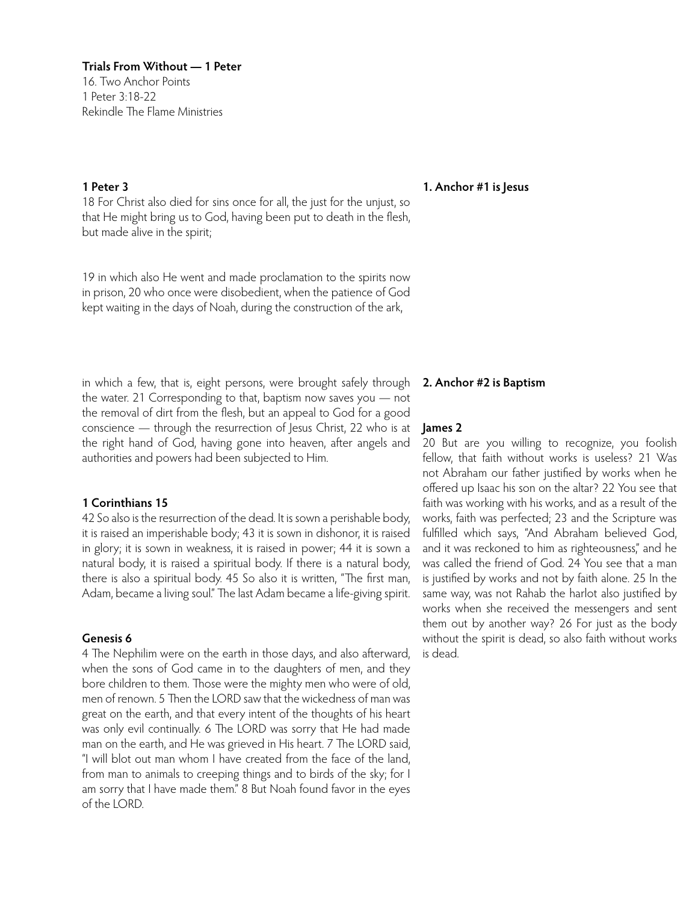**Trials From Without — 1 Peter**
16. Two Anchor Points
1 Peter 3:18-22
Rekindle The Flame Ministries

**1 Peter 3**
18 For Christ also died for sins once for all, the just for the unjust, so that He might bring us to God, having been put to death in the flesh, but made alive in the spirit;

**1. Anchor #1 is Jesus**

19 in which also He went and made proclamation to the spirits now in prison, 20 who once were disobedient, when the patience of God kept waiting in the days of Noah, during the construction of the ark,

in which a few, that is, eight persons, were brought safely through the water. 21 Corresponding to that, baptism now saves you — not the removal of dirt from the flesh, but an appeal to God for a good conscience — through the resurrection of Jesus Christ, 22 who is at the right hand of God, having gone into heaven, after angels and authorities and powers had been subjected to Him.

**2. Anchor #2 is Baptism**

**James 2**
20 But are you willing to recognize, you foolish fellow, that faith without works is useless? 21 Was not Abraham our father justified by works when he offered up Isaac his son on the altar? 22 You see that faith was working with his works, and as a result of the works, faith was perfected; 23 and the Scripture was fulfilled which says, "And Abraham believed God, and it was reckoned to him as righteousness," and he was called the friend of God. 24 You see that a man is justified by works and not by faith alone. 25 In the same way, was not Rahab the harlot also justified by works when she received the messengers and sent them out by another way? 26 For just as the body without the spirit is dead, so also faith without works is dead.

**1 Corinthians 15**
42 So also is the resurrection of the dead. It is sown a perishable body, it is raised an imperishable body; 43 it is sown in dishonor, it is raised in glory; it is sown in weakness, it is raised in power; 44 it is sown a natural body, it is raised a spiritual body. If there is a natural body, there is also a spiritual body. 45 So also it is written, "The first man, Adam, became a living soul." The last Adam became a life-giving spirit.

**Genesis 6**
4 The Nephilim were on the earth in those days, and also afterward, when the sons of God came in to the daughters of men, and they bore children to them. Those were the mighty men who were of old, men of renown. 5 Then the LORD saw that the wickedness of man was great on the earth, and that every intent of the thoughts of his heart was only evil continually. 6 The LORD was sorry that He had made man on the earth, and He was grieved in His heart. 7 The LORD said, "I will blot out man whom I have created from the face of the land, from man to animals to creeping things and to birds of the sky; for I am sorry that I have made them." 8 But Noah found favor in the eyes of the LORD.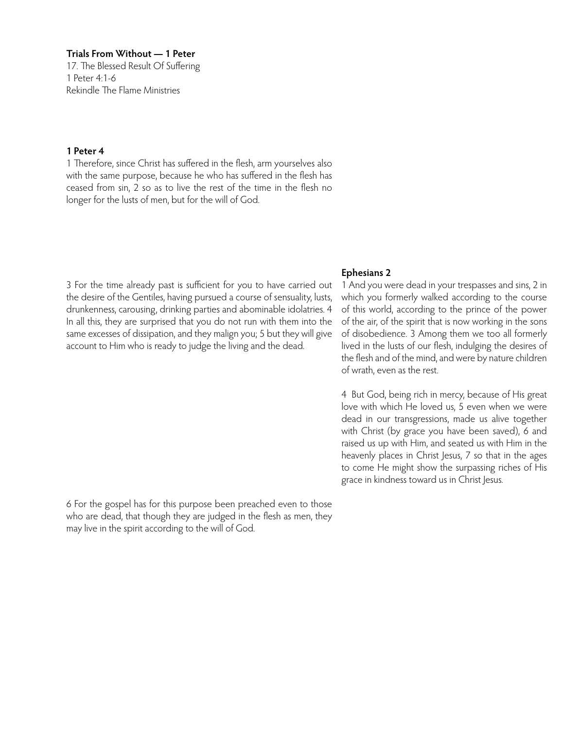**Trials From Without — 1 Peter**
17. The Blessed Result Of Suffering
1 Peter 4:1-6
Rekindle The Flame Ministries

**1 Peter 4**

1 Therefore, since Christ has suffered in the flesh, arm yourselves also with the same purpose, because he who has suffered in the flesh has ceased from sin, 2 so as to live the rest of the time in the flesh no longer for the lusts of men, but for the will of God.

3 For the time already past is sufficient for you to have carried out the desire of the Gentiles, having pursued a course of sensuality, lusts, drunkenness, carousing, drinking parties and abominable idolatries. 4 In all this, they are surprised that you do not run with them into the same excesses of dissipation, and they malign you; 5 but they will give account to Him who is ready to judge the living and the dead.

**Ephesians 2**

1 And you were dead in your trespasses and sins, 2 in which you formerly walked according to the course of this world, according to the prince of the power of the air, of the spirit that is now working in the sons of disobedience. 3 Among them we too all formerly lived in the lusts of our flesh, indulging the desires of the flesh and of the mind, and were by nature children of wrath, even as the rest.

4 But God, being rich in mercy, because of His great love with which He loved us, 5 even when we were dead in our transgressions, made us alive together with Christ (by grace you have been saved), 6 and raised us up with Him, and seated us with Him in the heavenly places in Christ Jesus, 7 so that in the ages to come He might show the surpassing riches of His grace in kindness toward us in Christ Jesus.

6 For the gospel has for this purpose been preached even to those who are dead, that though they are judged in the flesh as men, they may live in the spirit according to the will of God.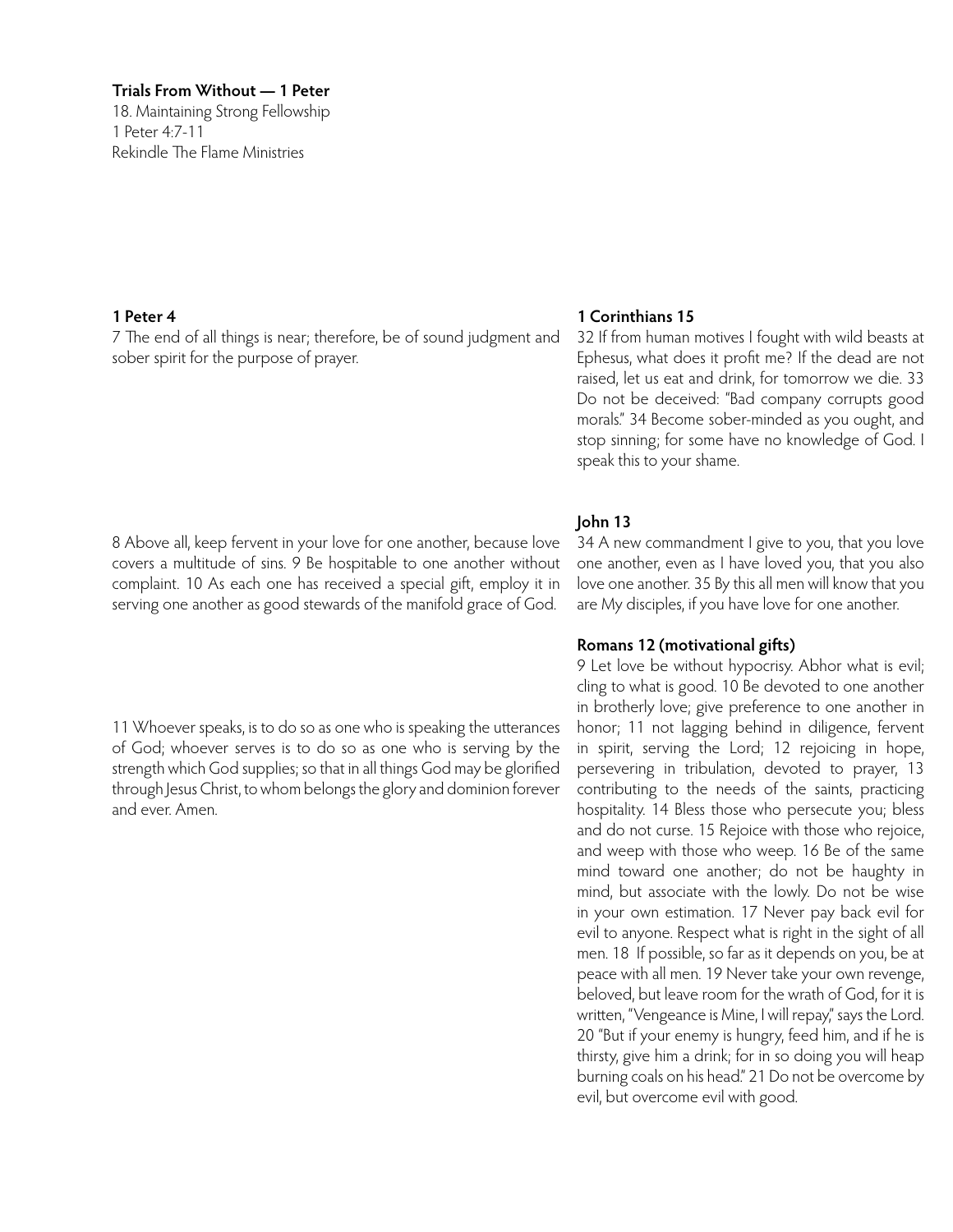**Trials From Without — 1 Peter**

18. Maintaining Strong Fellowship
1 Peter 4:7-11
Rekindle The Flame Ministries

**1 Peter 4**

7 The end of all things is near; therefore, be of sound judgment and sober spirit for the purpose of prayer.

**1 Corinthians 15**

32 If from human motives I fought with wild beasts at Ephesus, what does it profit me? If the dead are not raised, let us eat and drink, for tomorrow we die. 33 Do not be deceived: "Bad company corrupts good morals." 34 Become sober-minded as you ought, and stop sinning; for some have no knowledge of God. I speak this to your shame.

8 Above all, keep fervent in your love for one another, because love covers a multitude of sins. 9 Be hospitable to one another without complaint. 10 As each one has received a special gift, employ it in serving one another as good stewards of the manifold grace of God.

**John 13**

34 A new commandment I give to you, that you love one another, even as I have loved you, that you also love one another. 35 By this all men will know that you are My disciples, if you have love for one another.

**Romans 12 (motivational gifts)**

9 Let love be without hypocrisy. Abhor what is evil; cling to what is good. 10 Be devoted to one another in brotherly love; give preference to one another in honor; 11 not lagging behind in diligence, fervent in spirit, serving the Lord; 12 rejoicing in hope, persevering in tribulation, devoted to prayer, 13 contributing to the needs of the saints, practicing hospitality. 14 Bless those who persecute you; bless and do not curse. 15 Rejoice with those who rejoice, and weep with those who weep. 16 Be of the same mind toward one another; do not be haughty in mind, but associate with the lowly. Do not be wise in your own estimation. 17 Never pay back evil for evil to anyone. Respect what is right in the sight of all men. 18 If possible, so far as it depends on you, be at peace with all men. 19 Never take your own revenge, beloved, but leave room for the wrath of God, for it is written, "Vengeance is Mine, I will repay," says the Lord. 20 "But if your enemy is hungry, feed him, and if he is thirsty, give him a drink; for in so doing you will heap burning coals on his head." 21 Do not be overcome by evil, but overcome evil with good.

11 Whoever speaks, is to do so as one who is speaking the utterances of God; whoever serves is to do so as one who is serving by the strength which God supplies; so that in all things God may be glorified through Jesus Christ, to whom belongs the glory and dominion forever and ever. Amen.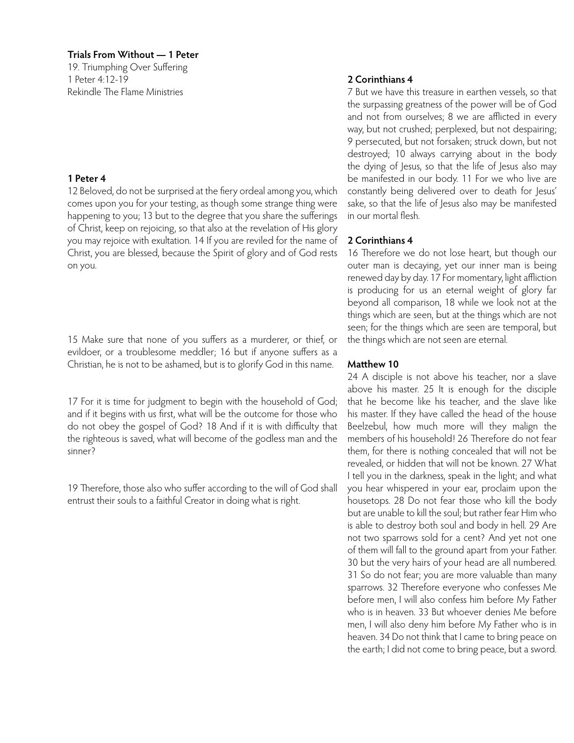**Trials From Without — 1 Peter**

19. Triumphing Over Suffering
1 Peter 4:12-19
Rekindle The Flame Ministries

**1 Peter 4**

12 Beloved, do not be surprised at the fiery ordeal among you, which comes upon you for your testing, as though some strange thing were happening to you; 13 but to the degree that you share the sufferings of Christ, keep on rejoicing, so that also at the revelation of His glory you may rejoice with exultation. 14 If you are reviled for the name of Christ, you are blessed, because the Spirit of glory and of God rests on you.

15 Make sure that none of you suffers as a murderer, or thief, or evildoer, or a troublesome meddler; 16 but if anyone suffers as a Christian, he is not to be ashamed, but is to glorify God in this name.

17 For it is time for judgment to begin with the household of God; and if it begins with us first, what will be the outcome for those who do not obey the gospel of God? 18 And if it is with difficulty that the righteous is saved, what will become of the godless man and the sinner?

19 Therefore, those also who suffer according to the will of God shall entrust their souls to a faithful Creator in doing what is right.

**2 Corinthians 4**

7 But we have this treasure in earthen vessels, so that the surpassing greatness of the power will be of God and not from ourselves; 8 we are afflicted in every way, but not crushed; perplexed, but not despairing; 9 persecuted, but not forsaken; struck down, but not destroyed; 10 always carrying about in the body the dying of Jesus, so that the life of Jesus also may be manifested in our body. 11 For we who live are constantly being delivered over to death for Jesus' sake, so that the life of Jesus also may be manifested in our mortal flesh.

**2 Corinthians 4**

16 Therefore we do not lose heart, but though our outer man is decaying, yet our inner man is being renewed day by day. 17 For momentary, light affliction is producing for us an eternal weight of glory far beyond all comparison, 18 while we look not at the things which are seen, but at the things which are not seen; for the things which are seen are temporal, but the things which are not seen are eternal.

**Matthew 10**

24 A disciple is not above his teacher, nor a slave above his master. 25 It is enough for the disciple that he become like his teacher, and the slave like his master. If they have called the head of the house Beelzebul, how much more will they malign the members of his household! 26 Therefore do not fear them, for there is nothing concealed that will not be revealed, or hidden that will not be known. 27 What I tell you in the darkness, speak in the light; and what you hear whispered in your ear, proclaim upon the housetops. 28 Do not fear those who kill the body but are unable to kill the soul; but rather fear Him who is able to destroy both soul and body in hell. 29 Are not two sparrows sold for a cent? And yet not one of them will fall to the ground apart from your Father. 30 but the very hairs of your head are all numbered. 31 So do not fear; you are more valuable than many sparrows. 32 Therefore everyone who confesses Me before men, I will also confess him before My Father who is in heaven. 33 But whoever denies Me before men, I will also deny him before My Father who is in heaven. 34 Do not think that I came to bring peace on the earth; I did not come to bring peace, but a sword.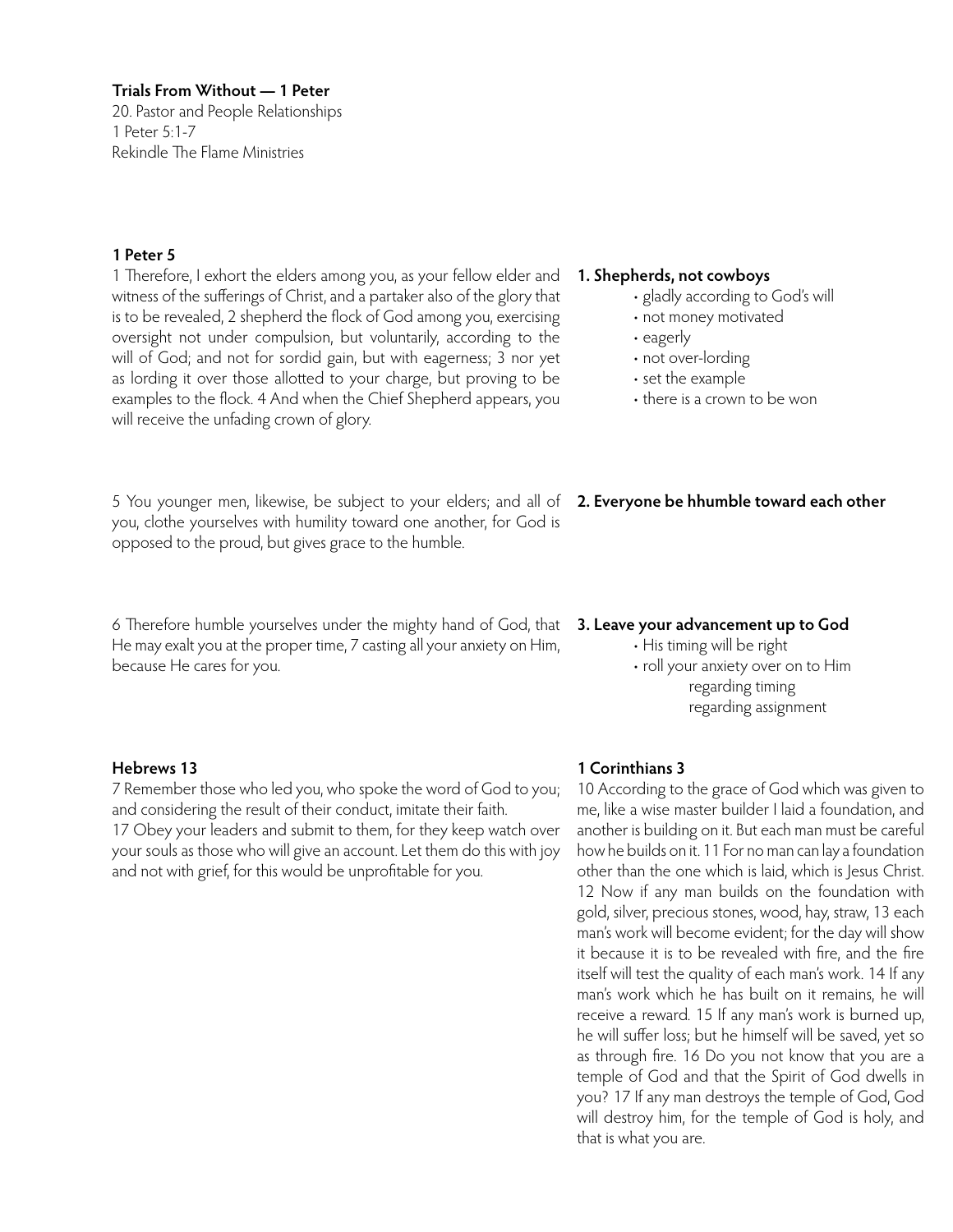**Trials From Without — 1 Peter**
20. Pastor and People Relationships
1 Peter 5:1-7
Rekindle The Flame Ministries

### 1 Peter 5

1 Therefore, I exhort the elders among you, as your fellow elder and witness of the sufferings of Christ, and a partaker also of the glory that is to be revealed, 2 shepherd the flock of God among you, exercising oversight not under compulsion, but voluntarily, according to the will of God; and not for sordid gain, but with eagerness; 3 nor yet as lording it over those allotted to your charge, but proving to be examples to the flock. 4 And when the Chief Shepherd appears, you will receive the unfading crown of glory.

**1. Shepherds, not cowboys**

- gladly according to God's will
- not money motivated
- eagerly
- not over-lording
- set the example
- there is a crown to be won

5 You younger men, likewise, be subject to your elders; and all of you, clothe yourselves with humility toward one another, for God is opposed to the proud, but gives grace to the humble.

**2. Everyone be hhumble toward each other**

6 Therefore humble yourselves under the mighty hand of God, that He may exalt you at the proper time, 7 casting all your anxiety on Him, because He cares for you.

**3. Leave your advancement up to God**

- His timing will be right
- roll your anxiety over on to Him
  - regarding timing
  - regarding assignment

### Hebrews 13

7 Remember those who led you, who spoke the word of God to you; and considering the result of their conduct, imitate their faith.
17 Obey your leaders and submit to them, for they keep watch over your souls as those who will give an account. Let them do this with joy and not with grief, for this would be unprofitable for you.

### 1 Corinthians 3

10 According to the grace of God which was given to me, like a wise master builder I laid a foundation, and another is building on it. But each man must be careful how he builds on it. 11 For no man can lay a foundation other than the one which is laid, which is Jesus Christ. 12 Now if any man builds on the foundation with gold, silver, precious stones, wood, hay, straw, 13 each man's work will become evident; for the day will show it because it is to be revealed with fire, and the fire itself will test the quality of each man's work. 14 If any man's work which he has built on it remains, he will receive a reward. 15 If any man's work is burned up, he will suffer loss; but he himself will be saved, yet so as through fire. 16 Do you not know that you are a temple of God and that the Spirit of God dwells in you? 17 If any man destroys the temple of God, God will destroy him, for the temple of God is holy, and that is what you are.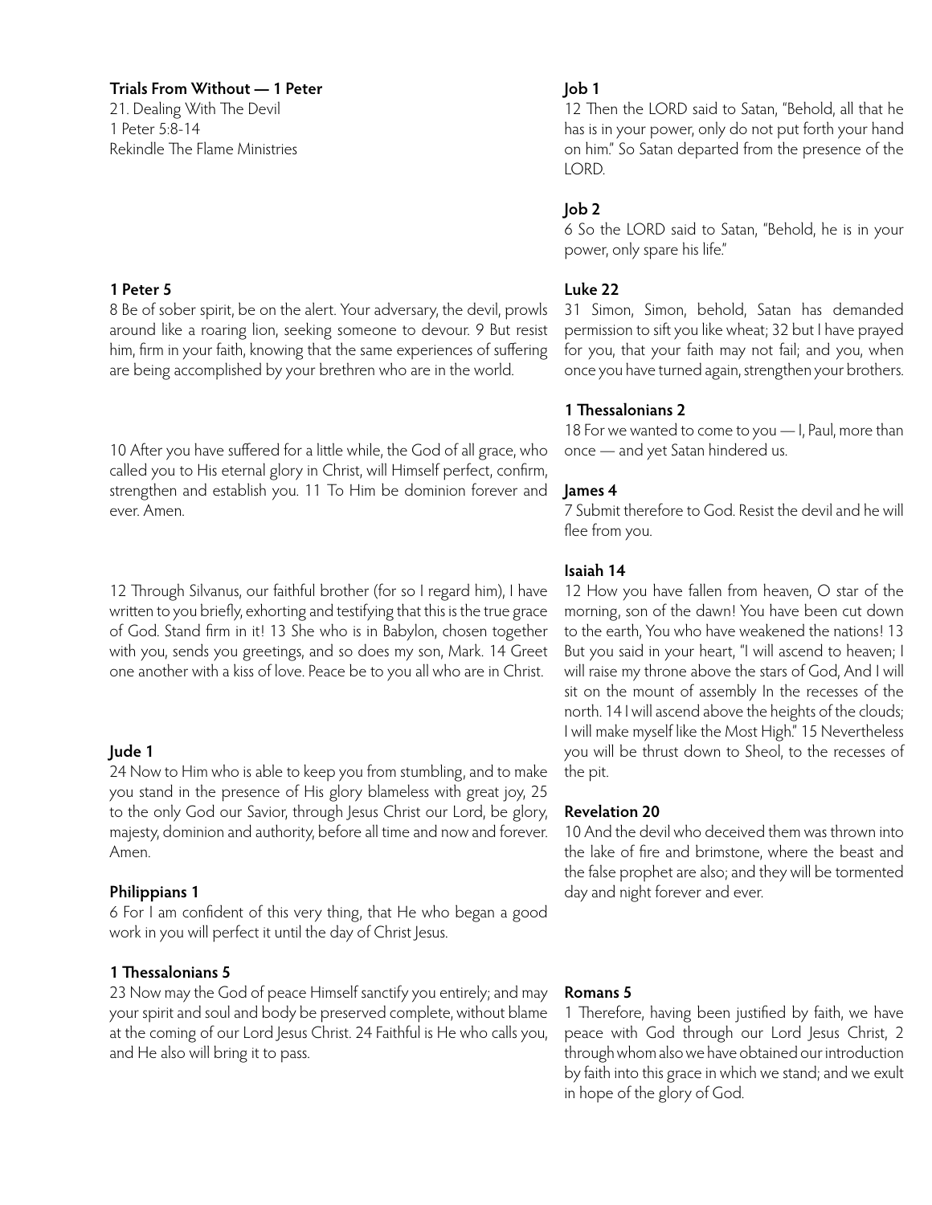**Trials From Without — 1 Peter**
21. Dealing With The Devil
1 Peter 5:8-14
Rekindle The Flame Ministries

**1 Peter 5**
8 Be of sober spirit, be on the alert. Your adversary, the devil, prowls around like a roaring lion, seeking someone to devour. 9 But resist him, firm in your faith, knowing that the same experiences of suffering are being accomplished by your brethren who are in the world.

10 After you have suffered for a little while, the God of all grace, who called you to His eternal glory in Christ, will Himself perfect, confirm, strengthen and establish you. 11 To Him be dominion forever and ever. Amen.

12 Through Silvanus, our faithful brother (for so I regard him), I have written to you briefly, exhorting and testifying that this is the true grace of God. Stand firm in it! 13 She who is in Babylon, chosen together with you, sends you greetings, and so does my son, Mark. 14 Greet one another with a kiss of love. Peace be to you all who are in Christ.

**Jude 1**
24 Now to Him who is able to keep you from stumbling, and to make you stand in the presence of His glory blameless with great joy, 25 to the only God our Savior, through Jesus Christ our Lord, be glory, majesty, dominion and authority, before all time and now and forever. Amen.

**Philippians 1**
6 For I am confident of this very thing, that He who began a good work in you will perfect it until the day of Christ Jesus.

**1 Thessalonians 5**
23 Now may the God of peace Himself sanctify you entirely; and may your spirit and soul and body be preserved complete, without blame at the coming of our Lord Jesus Christ. 24 Faithful is He who calls you, and He also will bring it to pass.

**Job 1**
12 Then the LORD said to Satan, "Behold, all that he has is in your power, only do not put forth your hand on him." So Satan departed from the presence of the LORD.

**Job 2**
6 So the LORD said to Satan, "Behold, he is in your power, only spare his life."

**Luke 22**
31 Simon, Simon, behold, Satan has demanded permission to sift you like wheat; 32 but I have prayed for you, that your faith may not fail; and you, when once you have turned again, strengthen your brothers.

**1 Thessalonians 2**
18 For we wanted to come to you — I, Paul, more than once — and yet Satan hindered us.

**James 4**
7 Submit therefore to God. Resist the devil and he will flee from you.

**Isaiah 14**
12 How you have fallen from heaven, O star of the morning, son of the dawn! You have been cut down to the earth, You who have weakened the nations! 13 But you said in your heart, "I will ascend to heaven; I will raise my throne above the stars of God, And I will sit on the mount of assembly In the recesses of the north. 14 I will ascend above the heights of the clouds; I will make myself like the Most High." 15 Nevertheless you will be thrust down to Sheol, to the recesses of the pit.

**Revelation 20**
10 And the devil who deceived them was thrown into the lake of fire and brimstone, where the beast and the false prophet are also; and they will be tormented day and night forever and ever.

**Romans 5**
1 Therefore, having been justified by faith, we have peace with God through our Lord Jesus Christ, 2 through whom also we have obtained our introduction by faith into this grace in which we stand; and we exult in hope of the glory of God.